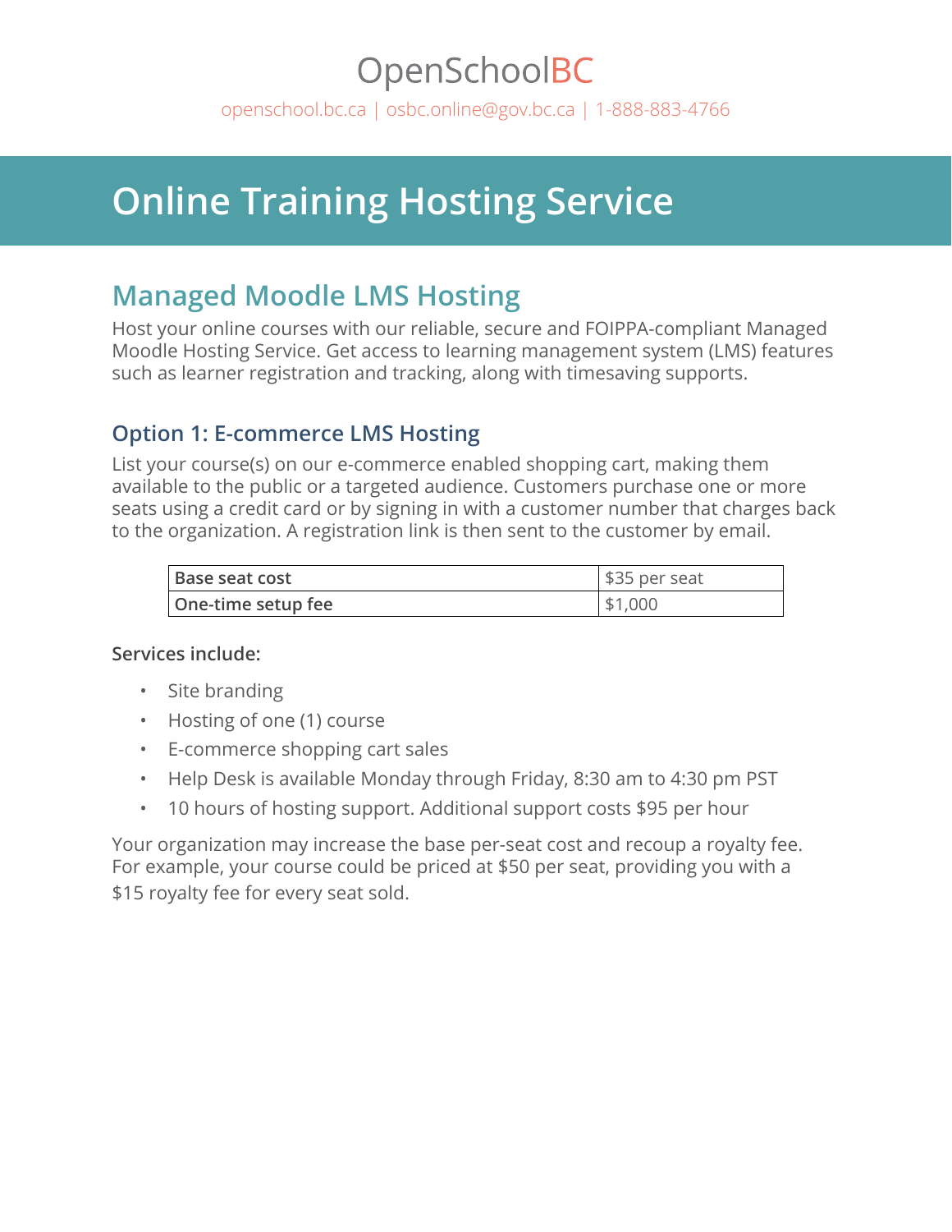# OpenSchoolBC

openschool.bc.ca | osbc.online@gov.bc.ca | 1-888-883-4766

# Online Training Hosting Service

## Managed Moodle LMS Hosting

Host your online courses with our reliable, secure and FOIPPA-compliant Managed Moodle Hosting Service. Get access to learning management system (LMS) features such as learner registration and tracking, along with timesaving supports.

### Option 1: E-commerce LMS Hosting

List your course(s) on our e-commerce enabled shopping cart, making them available to the public or a targeted audience. Customers purchase one or more seats using a credit card or by signing in with a customer number that charges back to the organization. A registration link is then sent to the customer by email.

| | |
|---|---|
| **Base seat cost** | $35 per seat |
| **One-time setup fee** | $1,000 |

**Services include:**

- Site branding
- Hosting of one (1) course
- E-commerce shopping cart sales
- Help Desk is available Monday through Friday, 8:30 am to 4:30 pm PST
- 10 hours of hosting support. Additional support costs $95 per hour

Your organization may increase the base per-seat cost and recoup a royalty fee. For example, your course could be priced at $50 per seat, providing you with a $15 royalty fee for every seat sold.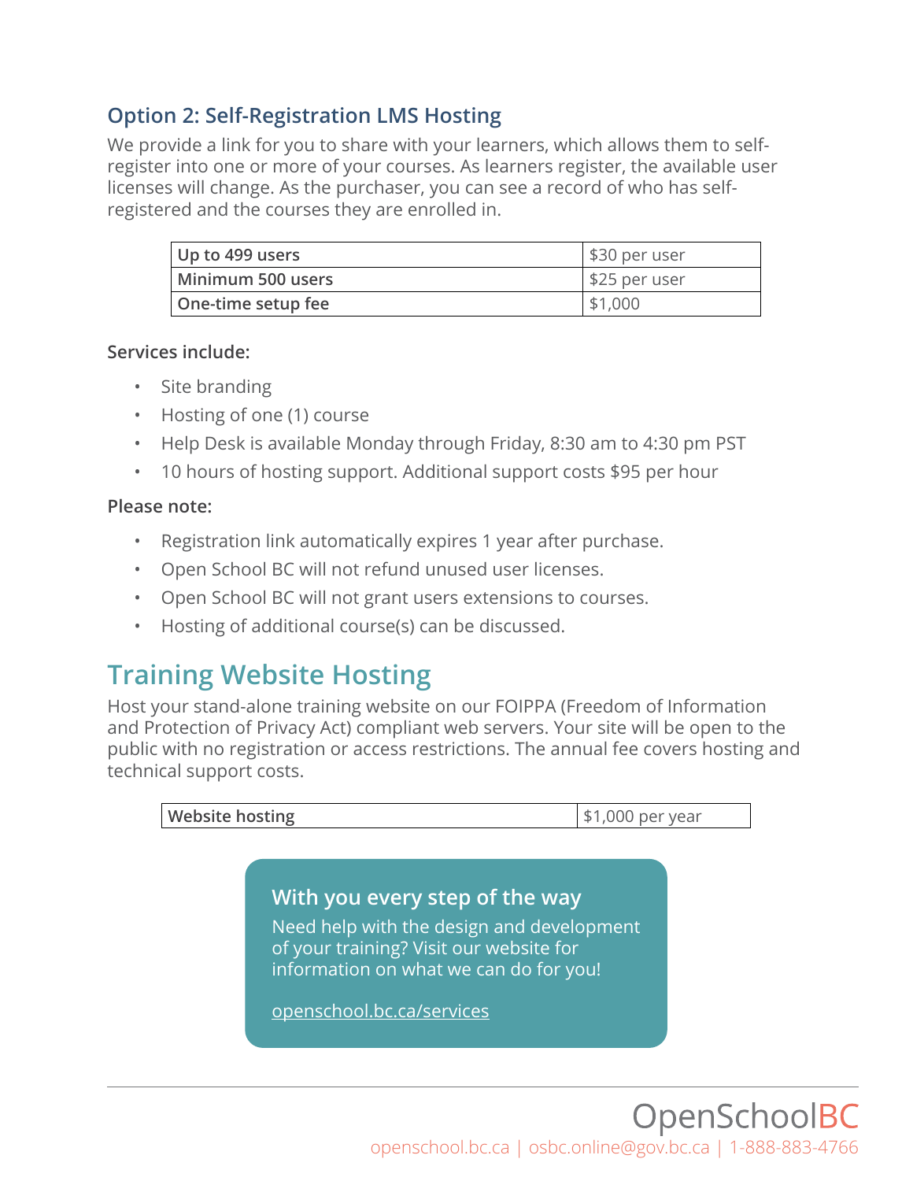### Option 2: Self-Registration LMS Hosting

We provide a link for you to share with your learners, which allows them to self-register into one or more of your courses. As learners register, the available user licenses will change. As the purchaser, you can see a record of who has self-registered and the courses they are enrolled in.

| | |
|---|---|
| **Up to 499 users** | $30 per user |
| **Minimum 500 users** | $25 per user |
| **One-time setup fee** | $1,000 |

**Services include:**

- Site branding
- Hosting of one (1) course
- Help Desk is available Monday through Friday, 8:30 am to 4:30 pm PST
- 10 hours of hosting support. Additional support costs $95 per hour

**Please note:**

- Registration link automatically expires 1 year after purchase.
- Open School BC will not refund unused user licenses.
- Open School BC will not grant users extensions to courses.
- Hosting of additional course(s) can be discussed.

## Training Website Hosting

Host your stand-alone training website on our FOIPPA (Freedom of Information and Protection of Privacy Act) compliant web servers. Your site will be open to the public with no registration or access restrictions. The annual fee covers hosting and technical support costs.

| | |
|---|---|
| **Website hosting** | $1,000 per year |

**With you every step of the way**

Need help with the design and development of your training? Visit our website for information on what we can do for you!

openschool.bc.ca/services

OpenSchoolBC

openschool.bc.ca | osbc.online@gov.bc.ca | 1-888-883-4766